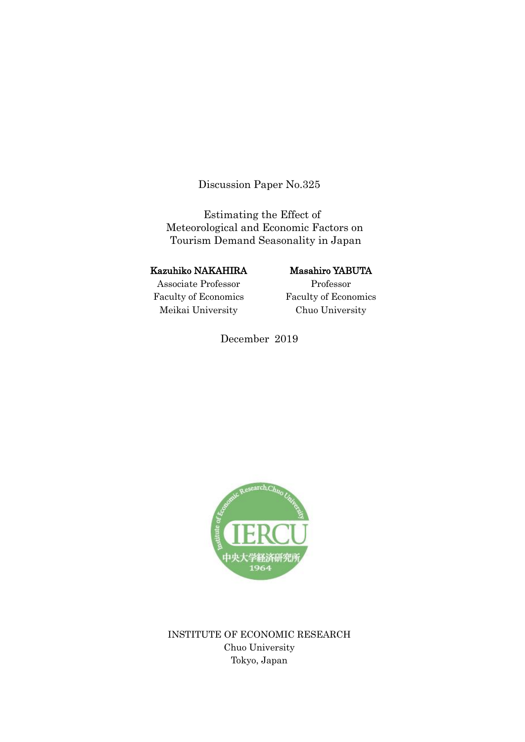Discussion Paper No.325

# Estimating the Effect of Meteorological and Economic Factors on Tourism Demand Seasonality in Japan

**Kazuhiko NAKAHIRA**
Associate Professor
Faculty of Economics
Meikai University

**Masahiro YABUTA**
Professor
Faculty of Economics
Chuo University

December 2019

INSTITUTE OF ECONOMIC RESEARCH
Chuo University
Tokyo, Japan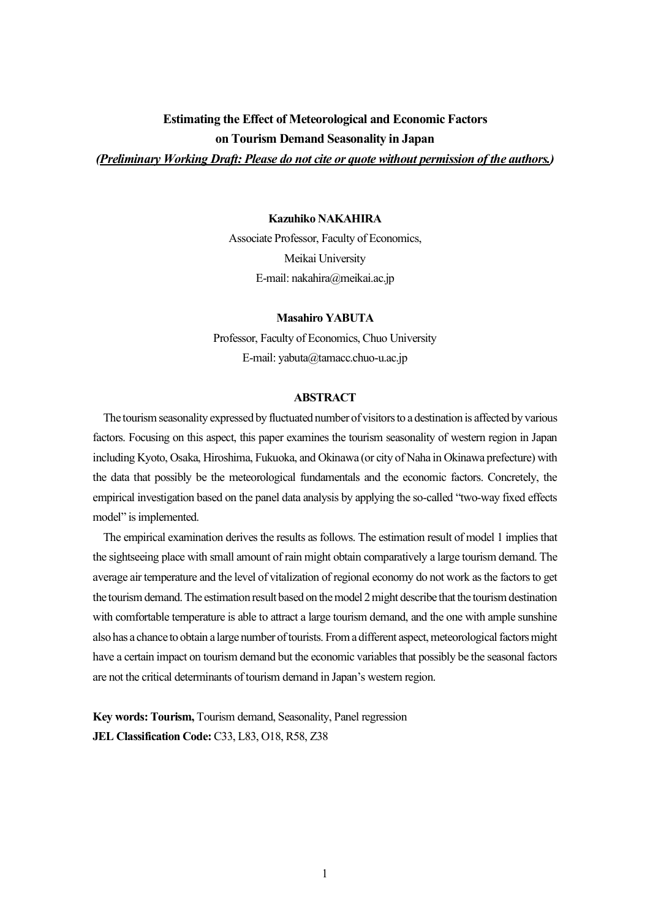**Estimating the Effect of Meteorological and Economic Factors on Tourism Demand Seasonality in Japan**

***(Preliminary Working Draft: Please do not cite or quote without permission of the authors.)***

**Kazuhiko NAKAHIRA**

Associate Professor, Faculty of Economics,
Meikai University
E-mail: nakahira@meikai.ac.jp

**Masahiro YABUTA**

Professor, Faculty of Economics, Chuo University
E-mail: yabuta@tamacc.chuo-u.ac.jp

**ABSTRACT**

The tourism seasonality expressed by fluctuated number of visitors to a destination is affected by various factors. Focusing on this aspect, this paper examines the tourism seasonality of western region in Japan including Kyoto, Osaka, Hiroshima, Fukuoka, and Okinawa (or city of Naha in Okinawa prefecture) with the data that possibly be the meteorological fundamentals and the economic factors. Concretely, the empirical investigation based on the panel data analysis by applying the so-called "two-way fixed effects model" is implemented.

The empirical examination derives the results as follows. The estimation result of model 1 implies that the sightseeing place with small amount of rain might obtain comparatively a large tourism demand. The average air temperature and the level of vitalization of regional economy do not work as the factors to get the tourism demand. The estimation result based on the model 2 might describe that the tourism destination with comfortable temperature is able to attract a large tourism demand, and the one with ample sunshine also has a chance to obtain a large number of tourists. From a different aspect, meteorological factors might have a certain impact on tourism demand but the economic variables that possibly be the seasonal factors are not the critical determinants of tourism demand in Japan's western region.

**Key words: Tourism,** Tourism demand, Seasonality, Panel regression
**JEL Classification Code:** C33, L83, O18, R58, Z38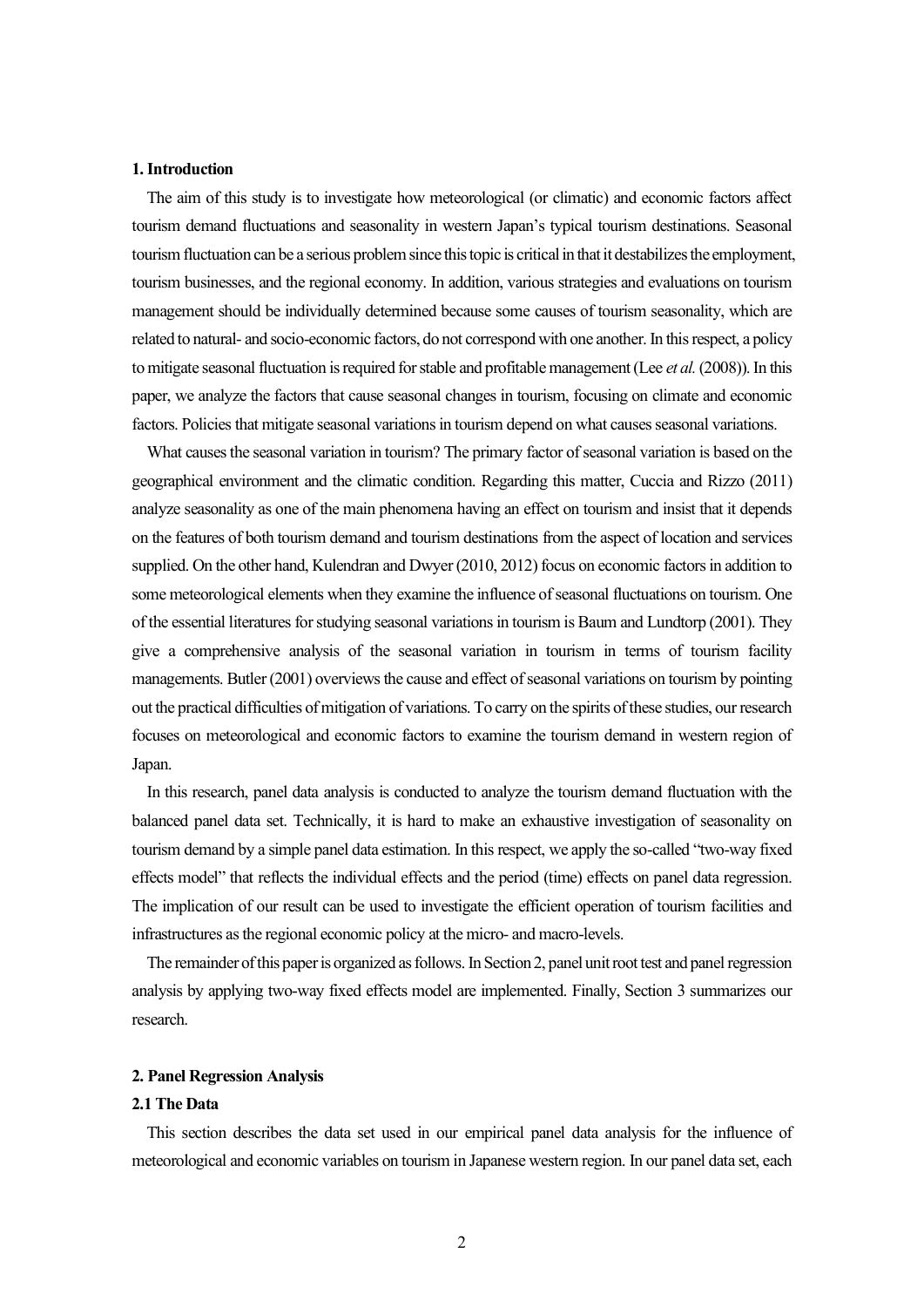## 1. Introduction

The aim of this study is to investigate how meteorological (or climatic) and economic factors affect tourism demand fluctuations and seasonality in western Japan's typical tourism destinations. Seasonal tourism fluctuation can be a serious problem since this topic is critical in that it destabilizes the employment, tourism businesses, and the regional economy. In addition, various strategies and evaluations on tourism management should be individually determined because some causes of tourism seasonality, which are related to natural- and socio-economic factors, do not correspond with one another. In this respect, a policy to mitigate seasonal fluctuation is required for stable and profitable management (Lee *et al.* (2008)). In this paper, we analyze the factors that cause seasonal changes in tourism, focusing on climate and economic factors. Policies that mitigate seasonal variations in tourism depend on what causes seasonal variations.

What causes the seasonal variation in tourism? The primary factor of seasonal variation is based on the geographical environment and the climatic condition. Regarding this matter, Cuccia and Rizzo (2011) analyze seasonality as one of the main phenomena having an effect on tourism and insist that it depends on the features of both tourism demand and tourism destinations from the aspect of location and services supplied. On the other hand, Kulendran and Dwyer (2010, 2012) focus on economic factors in addition to some meteorological elements when they examine the influence of seasonal fluctuations on tourism. One of the essential literatures for studying seasonal variations in tourism is Baum and Lundtorp (2001). They give a comprehensive analysis of the seasonal variation in tourism in terms of tourism facility managements. Butler (2001) overviews the cause and effect of seasonal variations on tourism by pointing out the practical difficulties of mitigation of variations. To carry on the spirits of these studies, our research focuses on meteorological and economic factors to examine the tourism demand in western region of Japan.

In this research, panel data analysis is conducted to analyze the tourism demand fluctuation with the balanced panel data set. Technically, it is hard to make an exhaustive investigation of seasonality on tourism demand by a simple panel data estimation. In this respect, we apply the so-called "two-way fixed effects model" that reflects the individual effects and the period (time) effects on panel data regression. The implication of our result can be used to investigate the efficient operation of tourism facilities and infrastructures as the regional economic policy at the micro- and macro-levels.

The remainder of this paper is organized as follows. In Section 2, panel unit root test and panel regression analysis by applying two-way fixed effects model are implemented. Finally, Section 3 summarizes our research.

## 2. Panel Regression Analysis

### 2.1 The Data

This section describes the data set used in our empirical panel data analysis for the influence of meteorological and economic variables on tourism in Japanese western region. In our panel data set, each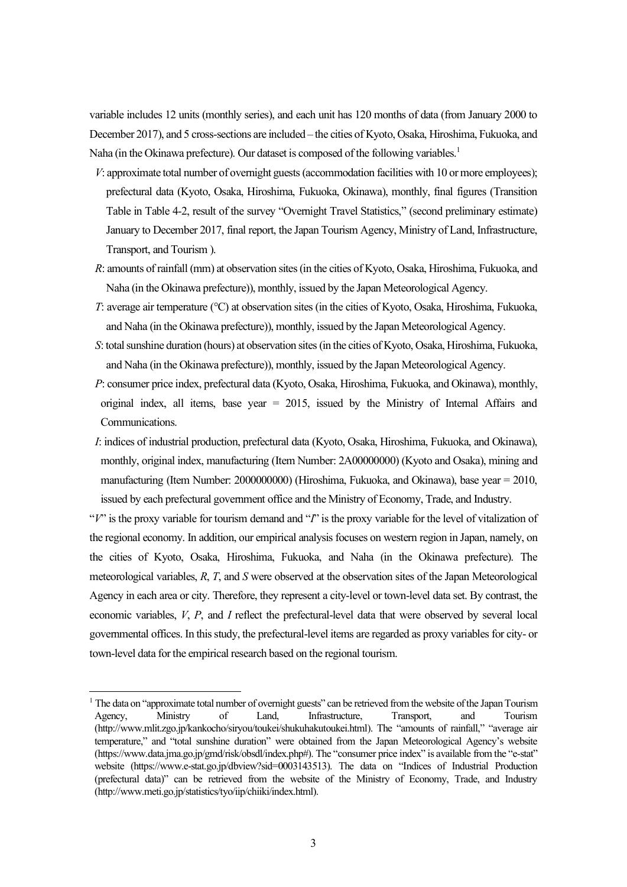variable includes 12 units (monthly series), and each unit has 120 months of data (from January 2000 to December 2017), and 5 cross-sections are included – the cities of Kyoto, Osaka, Hiroshima, Fukuoka, and Naha (in the Okinawa prefecture). Our dataset is composed of the following variables.[1]

*V*: approximate total number of overnight guests (accommodation facilities with 10 or more employees); prefectural data (Kyoto, Osaka, Hiroshima, Fukuoka, Okinawa), monthly, final figures (Transition Table in Table 4-2, result of the survey "Overnight Travel Statistics," (second preliminary estimate) January to December 2017, final report, the Japan Tourism Agency, Ministry of Land, Infrastructure, Transport, and Tourism ).

*R*: amounts of rainfall (mm) at observation sites (in the cities of Kyoto, Osaka, Hiroshima, Fukuoka, and Naha (in the Okinawa prefecture)), monthly, issued by the Japan Meteorological Agency.

*T*: average air temperature (°C) at observation sites (in the cities of Kyoto, Osaka, Hiroshima, Fukuoka, and Naha (in the Okinawa prefecture)), monthly, issued by the Japan Meteorological Agency.

*S*: total sunshine duration (hours) at observation sites (in the cities of Kyoto, Osaka, Hiroshima, Fukuoka, and Naha (in the Okinawa prefecture)), monthly, issued by the Japan Meteorological Agency.

*P*: consumer price index, prefectural data (Kyoto, Osaka, Hiroshima, Fukuoka, and Okinawa), monthly, original index, all items, base year = 2015, issued by the Ministry of Internal Affairs and Communications.

*I*: indices of industrial production, prefectural data (Kyoto, Osaka, Hiroshima, Fukuoka, and Okinawa), monthly, original index, manufacturing (Item Number: 2A00000000) (Kyoto and Osaka), mining and manufacturing (Item Number: 2000000000) (Hiroshima, Fukuoka, and Okinawa), base year = 2010, issued by each prefectural government office and the Ministry of Economy, Trade, and Industry.

"*V*" is the proxy variable for tourism demand and "*I*" is the proxy variable for the level of vitalization of the regional economy. In addition, our empirical analysis focuses on western region in Japan, namely, on the cities of Kyoto, Osaka, Hiroshima, Fukuoka, and Naha (in the Okinawa prefecture). The meteorological variables, *R*, *T*, and *S* were observed at the observation sites of the Japan Meteorological Agency in each area or city. Therefore, they represent a city-level or town-level data set. By contrast, the economic variables, *V*, *P*, and *I* reflect the prefectural-level data that were observed by several local governmental offices. In this study, the prefectural-level items are regarded as proxy variables for city- or town-level data for the empirical research based on the regional tourism.

---

[1] The data on "approximate total number of overnight guests" can be retrieved from the website of the Japan Tourism Agency, Ministry of Land, Infrastructure, Transport, and Tourism (http://www.mlit.zgo.jp/kankocho/siryou/toukei/shukuhakutoukei.html). The "amounts of rainfall," "average air temperature," and "total sunshine duration" were obtained from the Japan Meteorological Agency's website (https://www.data.jma.go.jp/gmd/risk/obsdl/index.php#). The "consumer price index" is available from the "e-stat" website (https://www.e-stat.go.jp/dbview?sid=0003143513). The data on "Indices of Industrial Production (prefectural data)" can be retrieved from the website of the Ministry of Economy, Trade, and Industry (http://www.meti.go.jp/statistics/tyo/iip/chiiki/index.html).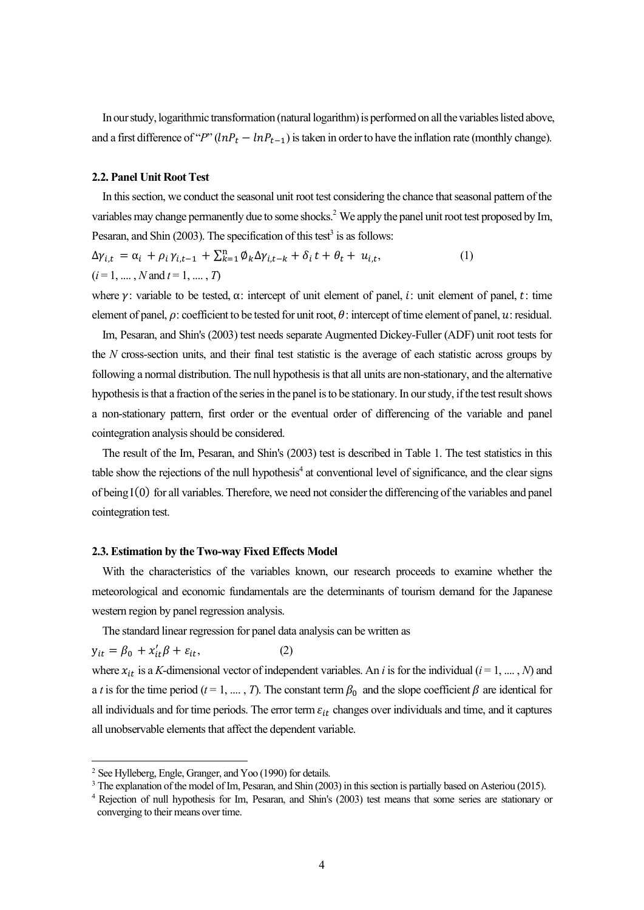In our study, logarithmic transformation (natural logarithm) is performed on all the variables listed above, and a first difference of "$P$" ($lnP_t - lnP_{t-1}$) is taken in order to have the inflation rate (monthly change).

### 2.2. Panel Unit Root Test

In this section, we conduct the seasonal unit root test considering the chance that seasonal pattern of the variables may change permanently due to some shocks.[2] We apply the panel unit root test proposed by Im, Pesaran, and Shin (2003). The specification of this test[3] is as follows:

$$\Delta\gamma_{i,t} = \alpha_i + \rho_i \gamma_{i,t-1} + \sum_{k=1}^{n} \emptyset_k \Delta\gamma_{i,t-k} + \delta_i t + \theta_t + u_{i,t}, \qquad (1)$$

($i = 1, \ldots, N$ and $t = 1, \ldots, T$)

where $\gamma$: variable to be tested, $\alpha$: intercept of unit element of panel, $i$: unit element of panel, $t$: time element of panel, $\rho$: coefficient to be tested for unit root, $\theta$: intercept of time element of panel, $u$: residual.

Im, Pesaran, and Shin's (2003) test needs separate Augmented Dickey-Fuller (ADF) unit root tests for the $N$ cross-section units, and their final test statistic is the average of each statistic across groups by following a normal distribution. The null hypothesis is that all units are non-stationary, and the alternative hypothesis is that a fraction of the series in the panel is to be stationary. In our study, if the test result shows a non-stationary pattern, first order or the eventual order of differencing of the variable and panel cointegration analysis should be considered.

The result of the Im, Pesaran, and Shin's (2003) test is described in Table 1. The test statistics in this table show the rejections of the null hypothesis[4] at conventional level of significance, and the clear signs of being $\mathrm{I}(0)$ for all variables. Therefore, we need not consider the differencing of the variables and panel cointegration test.

### 2.3. Estimation by the Two-way Fixed Effects Model

With the characteristics of the variables known, our research proceeds to examine whether the meteorological and economic fundamentals are the determinants of tourism demand for the Japanese western region by panel regression analysis.

The standard linear regression for panel data analysis can be written as

$$y_{it} = \beta_0 + x_{it}'\beta + \varepsilon_{it}, \qquad (2)$$

where $x_{it}$ is a $K$-dimensional vector of independent variables. An $i$ is for the individual ($i = 1, \ldots, N$) and a $t$ is for the time period ($t = 1, \ldots, T$). The constant term $\beta_0$ and the slope coefficient $\beta$ are identical for all individuals and for time periods. The error term $\varepsilon_{it}$ changes over individuals and time, and it captures all unobservable elements that affect the dependent variable.

---

[2] See Hylleberg, Engle, Granger, and Yoo (1990) for details.

[3] The explanation of the model of Im, Pesaran, and Shin (2003) in this section is partially based on Asteriou (2015).

[4] Rejection of null hypothesis for Im, Pesaran, and Shin's (2003) test means that some series are stationary or converging to their means over time.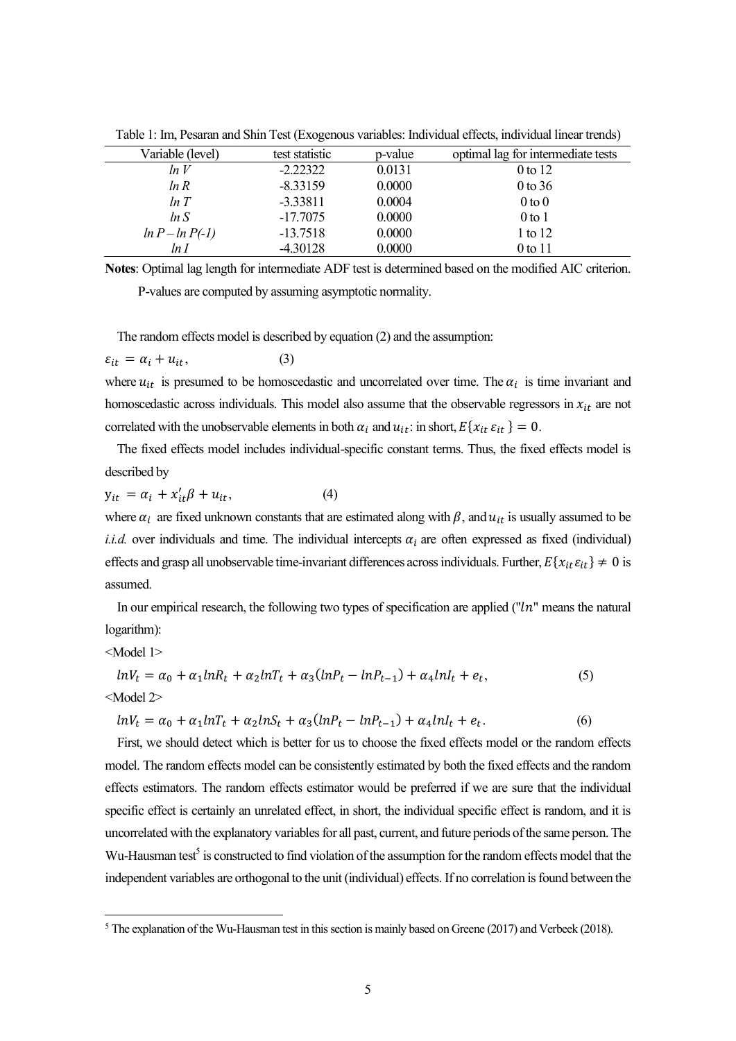Table 1: Im, Pesaran and Shin Test (Exogenous variables: Individual effects, individual linear trends)

| Variable (level) | test statistic | p-value | optimal lag for intermediate tests |
|---|---|---|---|
| *ln V* | -2.22322 | 0.0131 | 0 to 12 |
| *ln R* | -8.33159 | 0.0000 | 0 to 36 |
| *ln T* | -3.33811 | 0.0004 | 0 to 0 |
| *ln S* | -17.7075 | 0.0000 | 0 to 1 |
| *ln P – ln P(-1)* | -13.7518 | 0.0000 | 1 to 12 |
| *ln I* | -4.30128 | 0.0000 | 0 to 11 |

**Notes**: Optimal lag length for intermediate ADF test is determined based on the modified AIC criterion. P-values are computed by assuming asymptotic normality.

The random effects model is described by equation (2) and the assumption:

$$\varepsilon_{it} = \alpha_i + u_{it}, \tag{3}$$

where $u_{it}$ is presumed to be homoscedastic and uncorrelated over time. The $\alpha_i$ is time invariant and homoscedastic across individuals. This model also assume that the observable regressors in $x_{it}$ are not correlated with the unobservable elements in both $\alpha_i$ and $u_{it}$: in short, $E\{x_{it}\,\varepsilon_{it}\} = 0$.

The fixed effects model includes individual-specific constant terms. Thus, the fixed effects model is described by

$$y_{it} = \alpha_i + x_{it}'\beta + u_{it}, \tag{4}$$

where $\alpha_i$ are fixed unknown constants that are estimated along with $\beta$, and $u_{it}$ is usually assumed to be *i.i.d.* over individuals and time. The individual intercepts $\alpha_i$ are often expressed as fixed (individual) effects and grasp all unobservable time-invariant differences across individuals. Further, $E\{x_{it}\,\varepsilon_{it}\} \neq 0$ is assumed.

In our empirical research, the following two types of specification are applied ("$ln$" means the natural logarithm):

<Model 1>

$$lnV_t = \alpha_0 + \alpha_1 lnR_t + \alpha_2 lnT_t + \alpha_3(lnP_t - lnP_{t-1}) + \alpha_4 lnI_t + e_t, \tag{5}$$

<Model 2>

$$lnV_t = \alpha_0 + \alpha_1 lnT_t + \alpha_2 lnS_t + \alpha_3(lnP_t - lnP_{t-1}) + \alpha_4 lnI_t + e_t. \tag{6}$$

First, we should detect which is better for us to choose the fixed effects model or the random effects model. The random effects model can be consistently estimated by both the fixed effects and the random effects estimators. The random effects estimator would be preferred if we are sure that the individual specific effect is certainly an unrelated effect, in short, the individual specific effect is random, and it is uncorrelated with the explanatory variables for all past, current, and future periods of the same person. The Wu-Hausman test[5] is constructed to find violation of the assumption for the random effects model that the independent variables are orthogonal to the unit (individual) effects. If no correlation is found between the

[5] The explanation of the Wu-Hausman test in this section is mainly based on Greene (2017) and Verbeek (2018).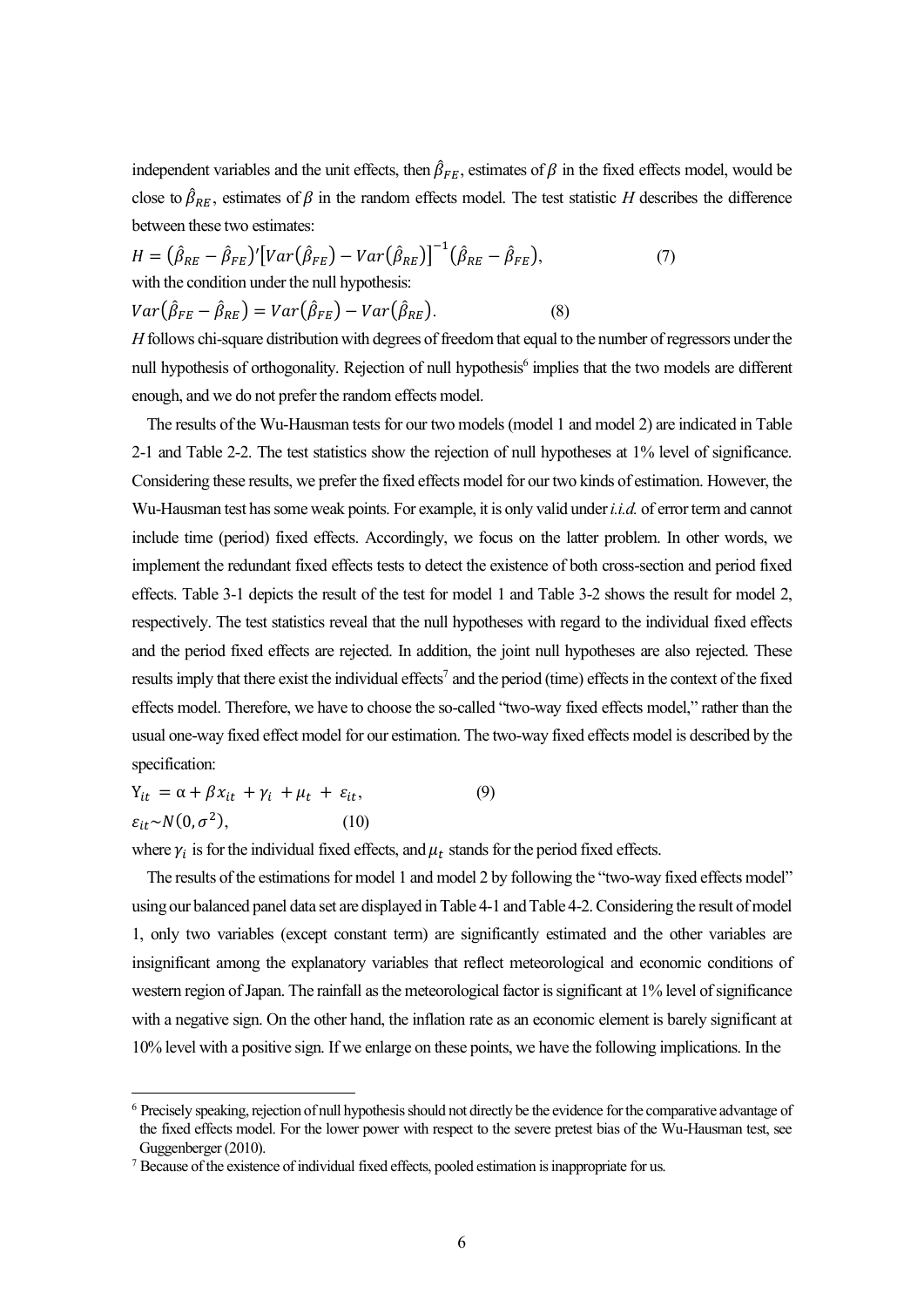independent variables and the unit effects, then $\hat{\beta}_{FE}$, estimates of $\beta$ in the fixed effects model, would be close to $\hat{\beta}_{RE}$, estimates of $\beta$ in the random effects model. The test statistic $H$ describes the difference between these two estimates:

$$H = (\hat{\beta}_{RE} - \hat{\beta}_{FE})'[Var(\hat{\beta}_{FE}) - Var(\hat{\beta}_{RE})]^{-1}(\hat{\beta}_{RE} - \hat{\beta}_{FE}), \quad (7)$$

with the condition under the null hypothesis:

$$Var(\hat{\beta}_{FE} - \hat{\beta}_{RE}) = Var(\hat{\beta}_{FE}) - Var(\hat{\beta}_{RE}). \quad (8)$$

$H$ follows chi-square distribution with degrees of freedom that equal to the number of regressors under the null hypothesis of orthogonality. Rejection of null hypothesis[6] implies that the two models are different enough, and we do not prefer the random effects model.

The results of the Wu-Hausman tests for our two models (model 1 and model 2) are indicated in Table 2-1 and Table 2-2. The test statistics show the rejection of null hypotheses at 1% level of significance. Considering these results, we prefer the fixed effects model for our two kinds of estimation. However, the Wu-Hausman test has some weak points. For example, it is only valid under *i.i.d.* of error term and cannot include time (period) fixed effects. Accordingly, we focus on the latter problem. In other words, we implement the redundant fixed effects tests to detect the existence of both cross-section and period fixed effects. Table 3-1 depicts the result of the test for model 1 and Table 3-2 shows the result for model 2, respectively. The test statistics reveal that the null hypotheses with regard to the individual fixed effects and the period fixed effects are rejected. In addition, the joint null hypotheses are also rejected. These results imply that there exist the individual effects[7] and the period (time) effects in the context of the fixed effects model. Therefore, we have to choose the so-called "two-way fixed effects model," rather than the usual one-way fixed effect model for our estimation. The two-way fixed effects model is described by the specification:

$$Y_{it} = \alpha + \beta x_{it} + \gamma_i + \mu_t + \varepsilon_{it}, \quad (9)$$

$$\varepsilon_{it} \sim N(0, \sigma^2), \quad (10)$$

where $\gamma_i$ is for the individual fixed effects, and $\mu_t$ stands for the period fixed effects.

The results of the estimations for model 1 and model 2 by following the "two-way fixed effects model" using our balanced panel data set are displayed in Table 4-1 and Table 4-2. Considering the result of model 1, only two variables (except constant term) are significantly estimated and the other variables are insignificant among the explanatory variables that reflect meteorological and economic conditions of western region of Japan. The rainfall as the meteorological factor is significant at 1% level of significance with a negative sign. On the other hand, the inflation rate as an economic element is barely significant at 10% level with a positive sign. If we enlarge on these points, we have the following implications. In the

---

[6] Precisely speaking, rejection of null hypothesis should not directly be the evidence for the comparative advantage of the fixed effects model. For the lower power with respect to the severe pretest bias of the Wu-Hausman test, see Guggenberger (2010).

[7] Because of the existence of individual fixed effects, pooled estimation is inappropriate for us.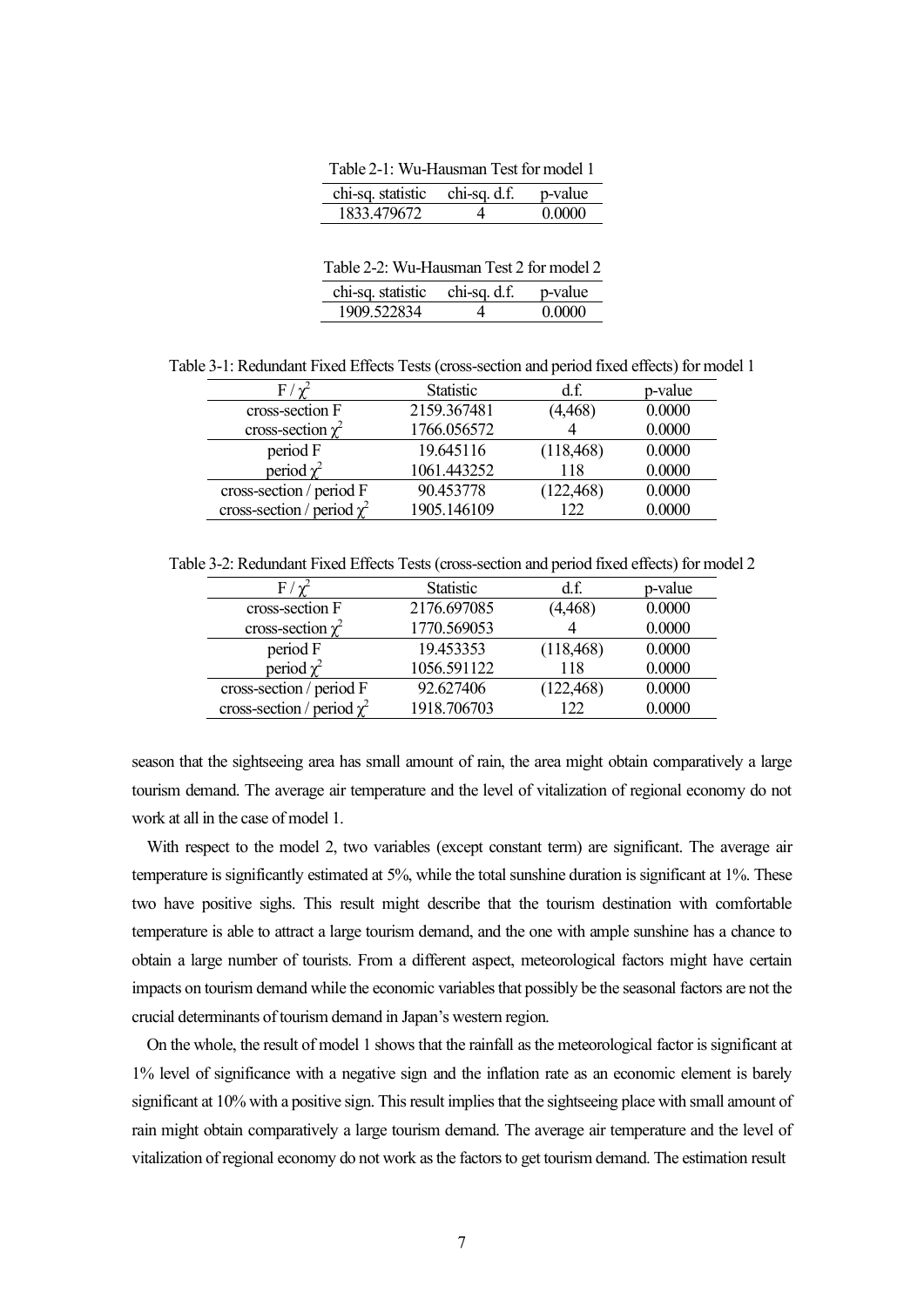Table 2-1: Wu-Hausman Test for model 1

| chi-sq. statistic | chi-sq. d.f. | p-value |
|---|---|---|
| 1833.479672 | 4 | 0.0000 |

Table 2-2: Wu-Hausman Test 2 for model 2

| chi-sq. statistic | chi-sq. d.f. | p-value |
|---|---|---|
| 1909.522834 | 4 | 0.0000 |

Table 3-1: Redundant Fixed Effects Tests (cross-section and period fixed effects) for model 1

| F / $\chi^2$ | Statistic | d.f. | p-value |
|---|---|---|---|
| cross-section F | 2159.367481 | (4,468) | 0.0000 |
| cross-section $\chi^2$ | 1766.056572 | 4 | 0.0000 |
| period F | 19.645116 | (118,468) | 0.0000 |
| period $\chi^2$ | 1061.443252 | 118 | 0.0000 |
| cross-section / period F | 90.453778 | (122,468) | 0.0000 |
| cross-section / period $\chi^2$ | 1905.146109 | 122 | 0.0000 |

Table 3-2: Redundant Fixed Effects Tests (cross-section and period fixed effects) for model 2

| F / $\chi^2$ | Statistic | d.f. | p-value |
|---|---|---|---|
| cross-section F | 2176.697085 | (4,468) | 0.0000 |
| cross-section $\chi^2$ | 1770.569053 | 4 | 0.0000 |
| period F | 19.453353 | (118,468) | 0.0000 |
| period $\chi^2$ | 1056.591122 | 118 | 0.0000 |
| cross-section / period F | 92.627406 | (122,468) | 0.0000 |
| cross-section / period $\chi^2$ | 1918.706703 | 122 | 0.0000 |

season that the sightseeing area has small amount of rain, the area might obtain comparatively a large tourism demand. The average air temperature and the level of vitalization of regional economy do not work at all in the case of model 1.

With respect to the model 2, two variables (except constant term) are significant. The average air temperature is significantly estimated at 5%, while the total sunshine duration is significant at 1%. These two have positive sighs. This result might describe that the tourism destination with comfortable temperature is able to attract a large tourism demand, and the one with ample sunshine has a chance to obtain a large number of tourists. From a different aspect, meteorological factors might have certain impacts on tourism demand while the economic variables that possibly be the seasonal factors are not the crucial determinants of tourism demand in Japan's western region.

On the whole, the result of model 1 shows that the rainfall as the meteorological factor is significant at 1% level of significance with a negative sign and the inflation rate as an economic element is barely significant at 10% with a positive sign. This result implies that the sightseeing place with small amount of rain might obtain comparatively a large tourism demand. The average air temperature and the level of vitalization of regional economy do not work as the factors to get tourism demand. The estimation result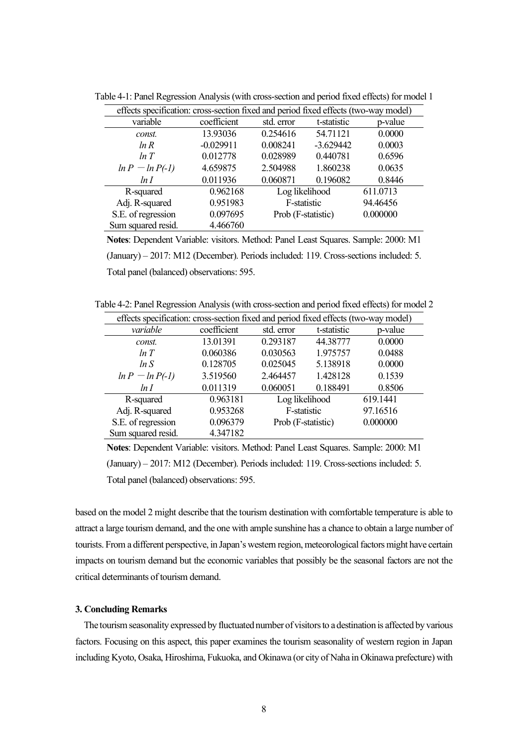Table 4-1: Panel Regression Analysis (with cross-section and period fixed effects) for model 1

| effects specification: cross-section fixed and period fixed effects (two-way model) | | | | |
|---|---|---|---|---|
| variable | coefficient | std. error | t-statistic | p-value |
| *const.* | 13.93036 | 0.254616 | 54.71121 | 0.0000 |
| *ln R* | -0.029911 | 0.008241 | -3.629442 | 0.0003 |
| *ln T* | 0.012778 | 0.028989 | 0.440781 | 0.6596 |
| *ln P* − *ln P(-1)* | 4.659875 | 2.504988 | 1.860238 | 0.0635 |
| *ln I* | 0.011936 | 0.060871 | 0.196082 | 0.8446 |
| R-squared | 0.962168 | Log likelihood | | 611.0713 |
| Adj. R-squared | 0.951983 | F-statistic | | 94.46456 |
| S.E. of regression | 0.097695 | Prob (F-statistic) | | 0.000000 |
| Sum squared resid. | 4.466760 | | | |

**Notes**: Dependent Variable: visitors. Method: Panel Least Squares. Sample: 2000: M1 (January) – 2017: M12 (December). Periods included: 119. Cross-sections included: 5. Total panel (balanced) observations: 595.

Table 4-2: Panel Regression Analysis (with cross-section and period fixed effects) for model 2

| effects specification: cross-section fixed and period fixed effects (two-way model) | | | | |
|---|---|---|---|---|
| *variable* | coefficient | std. error | t-statistic | p-value |
| *const.* | 13.01391 | 0.293187 | 44.38777 | 0.0000 |
| *ln T* | 0.060386 | 0.030563 | 1.975757 | 0.0488 |
| *ln S* | 0.128705 | 0.025045 | 5.138918 | 0.0000 |
| *ln P* − *ln P(-1)* | 3.519560 | 2.464457 | 1.428128 | 0.1539 |
| *ln I* | 0.011319 | 0.060051 | 0.188491 | 0.8506 |
| R-squared | 0.963181 | Log likelihood | | 619.1441 |
| Adj. R-squared | 0.953268 | F-statistic | | 97.16516 |
| S.E. of regression | 0.096379 | Prob (F-statistic) | | 0.000000 |
| Sum squared resid. | 4.347182 | | | |

**Notes**: Dependent Variable: visitors. Method: Panel Least Squares. Sample: 2000: M1 (January) – 2017: M12 (December). Periods included: 119. Cross-sections included: 5. Total panel (balanced) observations: 595.

based on the model 2 might describe that the tourism destination with comfortable temperature is able to attract a large tourism demand, and the one with ample sunshine has a chance to obtain a large number of tourists. From a different perspective, in Japan's western region, meteorological factors might have certain impacts on tourism demand but the economic variables that possibly be the seasonal factors are not the critical determinants of tourism demand.

### 3. Concluding Remarks

The tourism seasonality expressed by fluctuated number of visitors to a destination is affected by various factors. Focusing on this aspect, this paper examines the tourism seasonality of western region in Japan including Kyoto, Osaka, Hiroshima, Fukuoka, and Okinawa (or city of Naha in Okinawa prefecture) with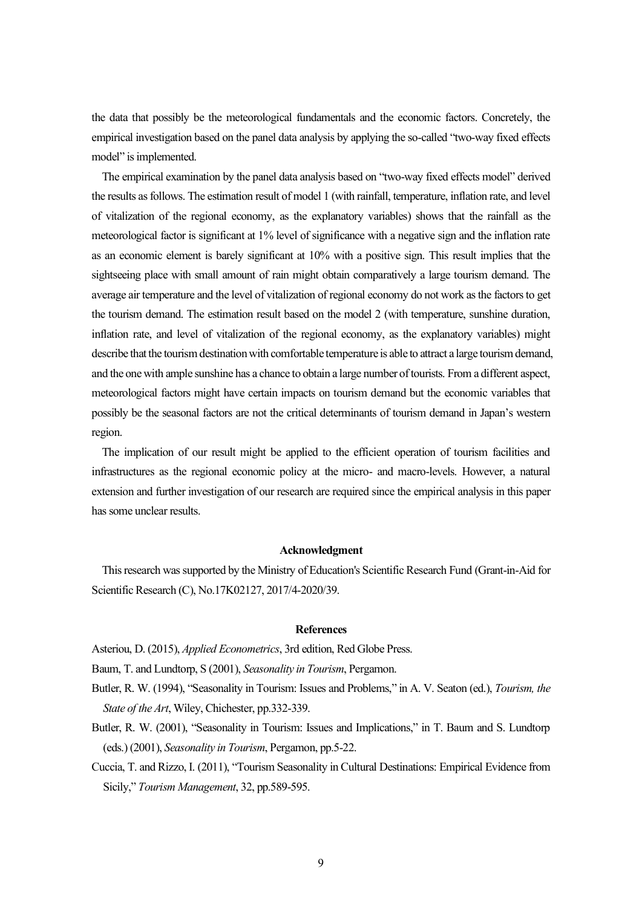the data that possibly be the meteorological fundamentals and the economic factors. Concretely, the empirical investigation based on the panel data analysis by applying the so-called "two-way fixed effects model" is implemented.

The empirical examination by the panel data analysis based on "two-way fixed effects model" derived the results as follows. The estimation result of model 1 (with rainfall, temperature, inflation rate, and level of vitalization of the regional economy, as the explanatory variables) shows that the rainfall as the meteorological factor is significant at 1% level of significance with a negative sign and the inflation rate as an economic element is barely significant at 10% with a positive sign. This result implies that the sightseeing place with small amount of rain might obtain comparatively a large tourism demand. The average air temperature and the level of vitalization of regional economy do not work as the factors to get the tourism demand. The estimation result based on the model 2 (with temperature, sunshine duration, inflation rate, and level of vitalization of the regional economy, as the explanatory variables) might describe that the tourism destination with comfortable temperature is able to attract a large tourism demand, and the one with ample sunshine has a chance to obtain a large number of tourists. From a different aspect, meteorological factors might have certain impacts on tourism demand but the economic variables that possibly be the seasonal factors are not the critical determinants of tourism demand in Japan's western region.

The implication of our result might be applied to the efficient operation of tourism facilities and infrastructures as the regional economic policy at the micro- and macro-levels. However, a natural extension and further investigation of our research are required since the empirical analysis in this paper has some unclear results.

### Acknowledgment

This research was supported by the Ministry of Education's Scientific Research Fund (Grant-in-Aid for Scientific Research (C), No.17K02127, 2017/4-2020/39.

### References

Asteriou, D. (2015), *Applied Econometrics*, 3rd edition, Red Globe Press.

Baum, T. and Lundtorp, S (2001), *Seasonality in Tourism*, Pergamon.

Butler, R. W. (1994), "Seasonality in Tourism: Issues and Problems," in A. V. Seaton (ed.), *Tourism, the State of the Art*, Wiley, Chichester, pp.332-339.

Butler, R. W. (2001), "Seasonality in Tourism: Issues and Implications," in T. Baum and S. Lundtorp (eds.) (2001), *Seasonality in Tourism*, Pergamon, pp.5-22.

Cuccia, T. and Rizzo, I. (2011), "Tourism Seasonality in Cultural Destinations: Empirical Evidence from Sicily," *Tourism Management*, 32, pp.589-595.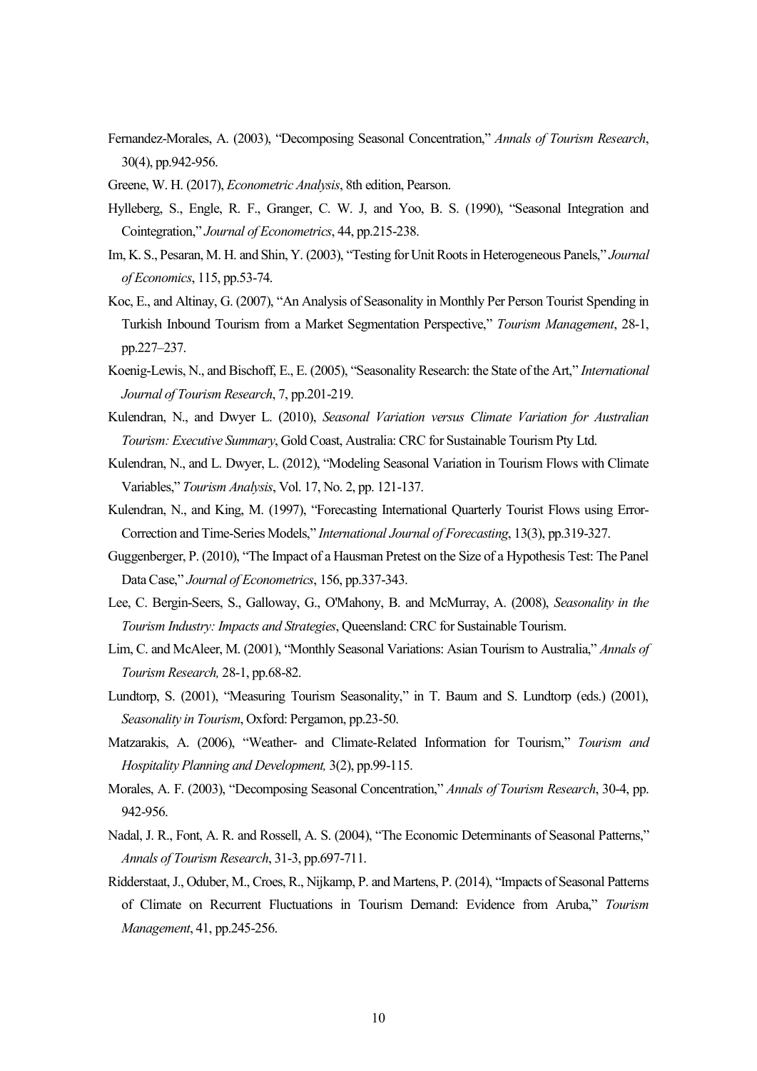Fernandez-Morales, A. (2003), "Decomposing Seasonal Concentration," *Annals of Tourism Research*, 30(4), pp.942-956.

Greene, W. H. (2017), *Econometric Analysis*, 8th edition, Pearson.

Hylleberg, S., Engle, R. F., Granger, C. W. J, and Yoo, B. S. (1990), "Seasonal Integration and Cointegration," *Journal of Econometrics*, 44, pp.215-238.

Im, K. S., Pesaran, M. H. and Shin, Y. (2003), "Testing for Unit Roots in Heterogeneous Panels," *Journal of Economics*, 115, pp.53-74.

Koc, E., and Altinay, G. (2007), "An Analysis of Seasonality in Monthly Per Person Tourist Spending in Turkish Inbound Tourism from a Market Segmentation Perspective," *Tourism Management*, 28-1, pp.227–237.

Koenig-Lewis, N., and Bischoff, E., E. (2005), "Seasonality Research: the State of the Art," *International Journal of Tourism Research*, 7, pp.201-219.

Kulendran, N., and Dwyer L. (2010), *Seasonal Variation versus Climate Variation for Australian Tourism: Executive Summary*, Gold Coast, Australia: CRC for Sustainable Tourism Pty Ltd.

Kulendran, N., and L. Dwyer, L. (2012), "Modeling Seasonal Variation in Tourism Flows with Climate Variables," *Tourism Analysis*, Vol. 17, No. 2, pp. 121-137.

Kulendran, N., and King, M. (1997), "Forecasting International Quarterly Tourist Flows using Error-Correction and Time-Series Models," *International Journal of Forecasting*, 13(3), pp.319-327.

Guggenberger, P. (2010), "The Impact of a Hausman Pretest on the Size of a Hypothesis Test: The Panel Data Case," *Journal of Econometrics*, 156, pp.337-343.

Lee, C. Bergin-Seers, S., Galloway, G., O'Mahony, B. and McMurray, A. (2008), *Seasonality in the Tourism Industry: Impacts and Strategies*, Queensland: CRC for Sustainable Tourism.

Lim, C. and McAleer, M. (2001), "Monthly Seasonal Variations: Asian Tourism to Australia," *Annals of Tourism Research,* 28-1, pp.68-82.

Lundtorp, S. (2001), "Measuring Tourism Seasonality," in T. Baum and S. Lundtorp (eds.) (2001), *Seasonality in Tourism*, Oxford: Pergamon, pp.23-50.

Matzarakis, A. (2006), "Weather- and Climate-Related Information for Tourism," *Tourism and Hospitality Planning and Development,* 3(2), pp.99-115.

Morales, A. F. (2003), "Decomposing Seasonal Concentration," *Annals of Tourism Research*, 30-4, pp. 942-956.

Nadal, J. R., Font, A. R. and Rossell, A. S. (2004), "The Economic Determinants of Seasonal Patterns," *Annals of Tourism Research*, 31-3, pp.697-711.

Ridderstaat, J., Oduber, M., Croes, R., Nijkamp, P. and Martens, P. (2014), "Impacts of Seasonal Patterns of Climate on Recurrent Fluctuations in Tourism Demand: Evidence from Aruba," *Tourism Management*, 41, pp.245-256.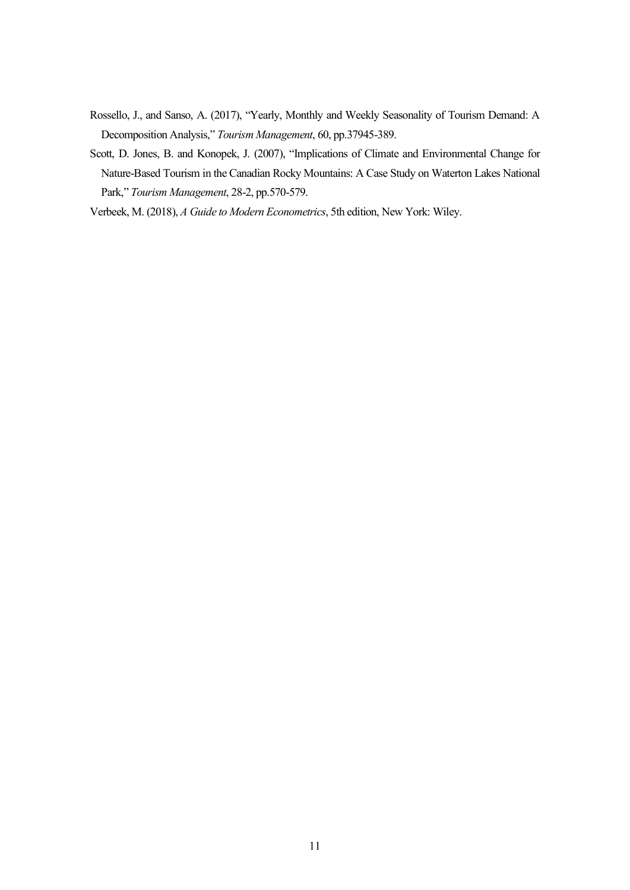Rossello, J., and Sanso, A. (2017), "Yearly, Monthly and Weekly Seasonality of Tourism Demand: A Decomposition Analysis," *Tourism Management*, 60, pp.37945-389.

Scott, D. Jones, B. and Konopek, J. (2007), "Implications of Climate and Environmental Change for Nature-Based Tourism in the Canadian Rocky Mountains: A Case Study on Waterton Lakes National Park," *Tourism Management*, 28-2, pp.570-579.

Verbeek, M. (2018), *A Guide to Modern Econometrics*, 5th edition, New York: Wiley.